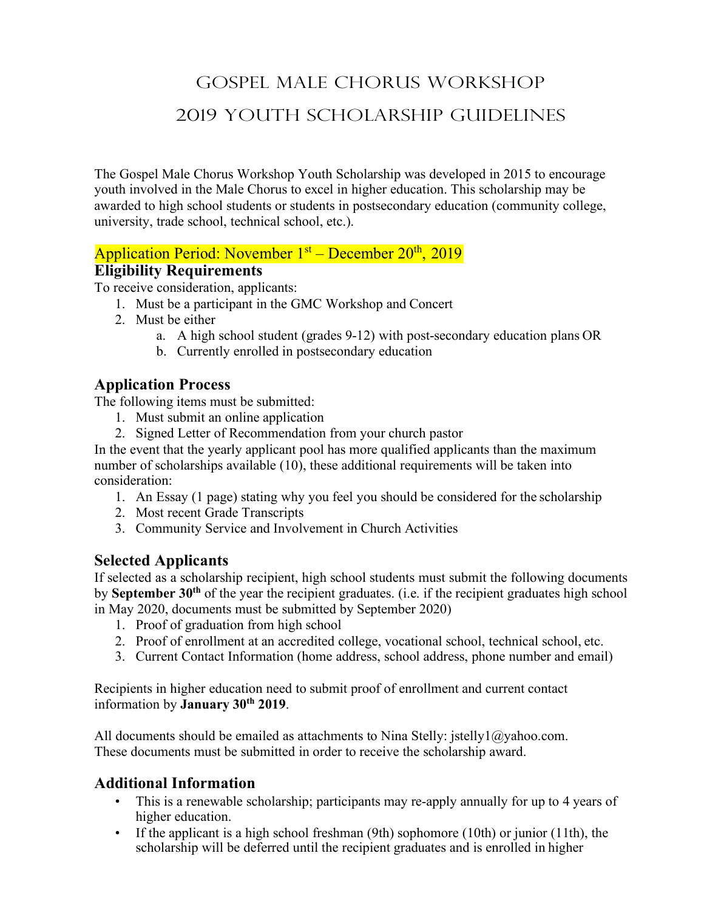# Gospel Male Chorus Workshop

# 2019 Youth Scholarship Guidelines

The Gospel Male Chorus Workshop Youth Scholarship was developed in 2015 to encourage youth involved in the Male Chorus to excel in higher education. This scholarship may be awarded to high school students or students in postsecondary education (community college, university, trade school, technical school, etc.).

Application Period: November 1st – December 20th, 2019

## Eligibility Requirements

To receive consideration, applicants:

1. Must be a participant in the GMC Workshop and Concert
2. Must be either
   a. A high school student (grades 9-12) with post-secondary education plans OR
   b. Currently enrolled in postsecondary education

## Application Process

The following items must be submitted:

1. Must submit an online application
2. Signed Letter of Recommendation from your church pastor

In the event that the yearly applicant pool has more qualified applicants than the maximum number of scholarships available (10), these additional requirements will be taken into consideration:

1. An Essay (1 page) stating why you feel you should be considered for the scholarship
2. Most recent Grade Transcripts
3. Community Service and Involvement in Church Activities

## Selected Applicants

If selected as a scholarship recipient, high school students must submit the following documents by **September 30th** of the year the recipient graduates. (i.e. if the recipient graduates high school in May 2020, documents must be submitted by September 2020)

1. Proof of graduation from high school
2. Proof of enrollment at an accredited college, vocational school, technical school, etc.
3. Current Contact Information (home address, school address, phone number and email)

Recipients in higher education need to submit proof of enrollment and current contact information by **January 30th 2019**.

All documents should be emailed as attachments to Nina Stelly: jstelly1@yahoo.com.
These documents must be submitted in order to receive the scholarship award.

## Additional Information

- This is a renewable scholarship; participants may re-apply annually for up to 4 years of higher education.
- If the applicant is a high school freshman (9th) sophomore (10th) or junior (11th), the scholarship will be deferred until the recipient graduates and is enrolled in higher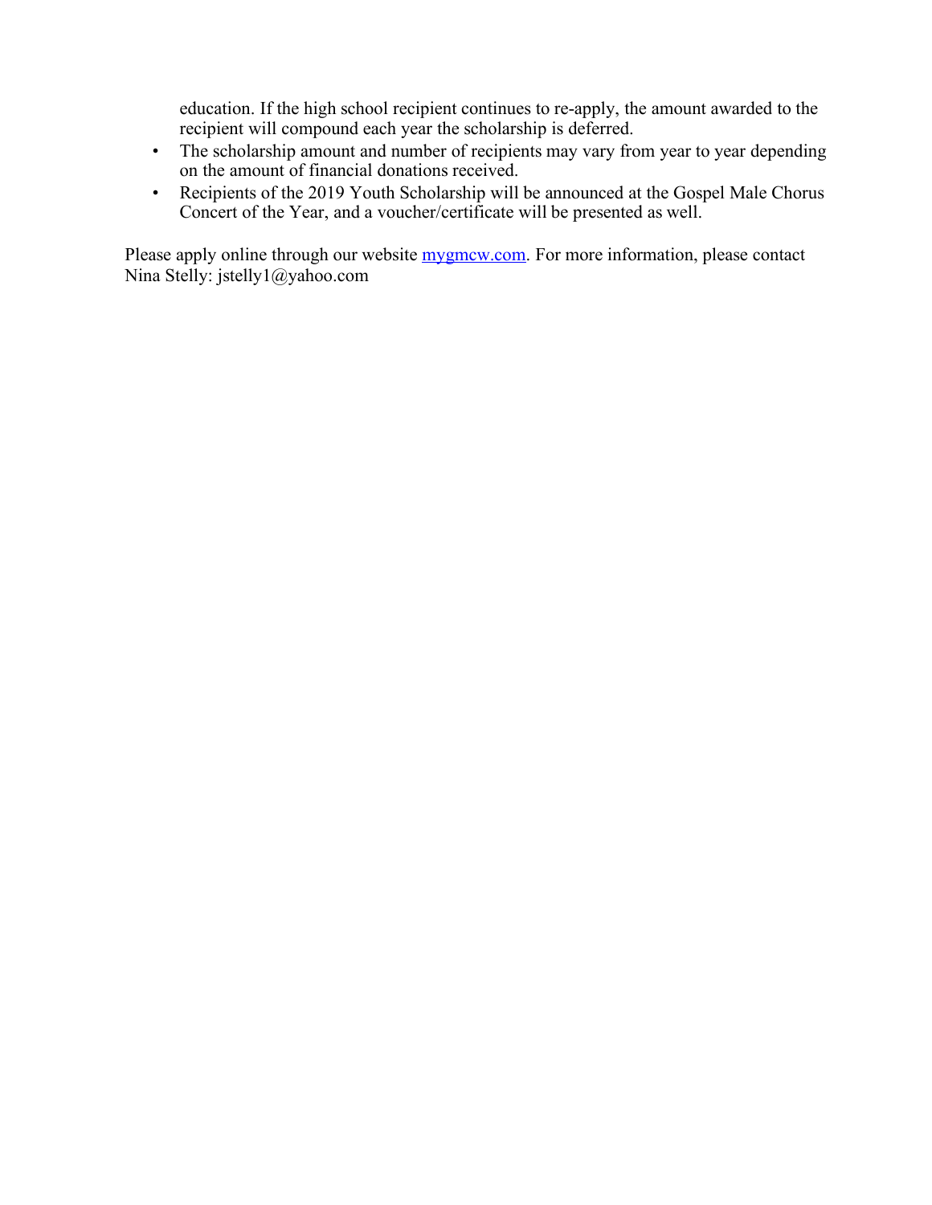education. If the high school recipient continues to re-apply, the amount awarded to the recipient will compound each year the scholarship is deferred.

- The scholarship amount and number of recipients may vary from year to year depending on the amount of financial donations received.
- Recipients of the 2019 Youth Scholarship will be announced at the Gospel Male Chorus Concert of the Year, and a voucher/certificate will be presented as well.

Please apply online through our website [mygmcw.com](mygmcw.com). For more information, please contact Nina Stelly: jstelly1@yahoo.com